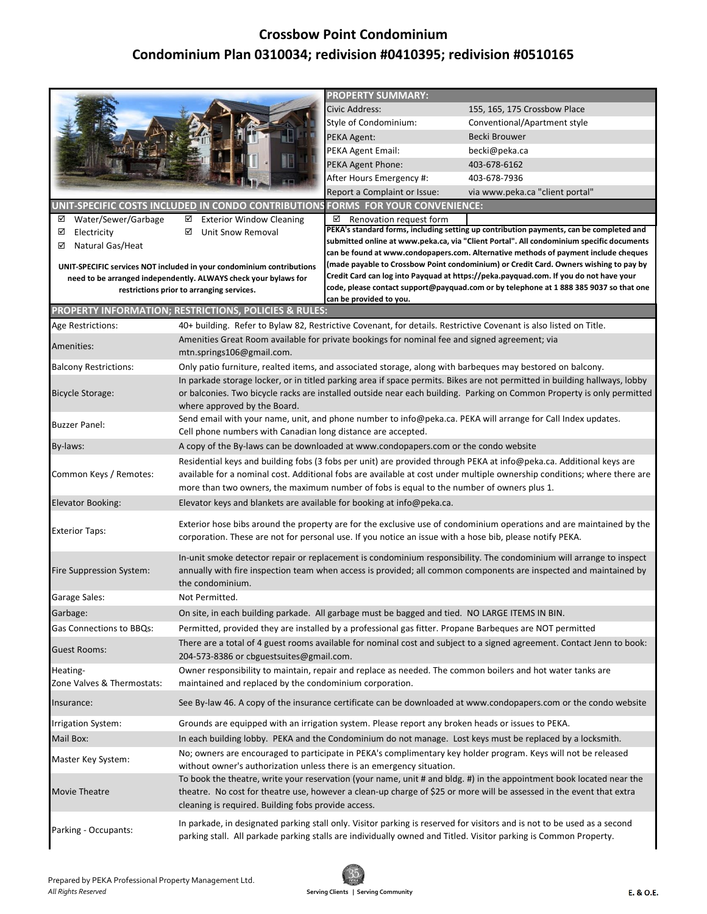# Crossbow Point Condominium
## Condominium Plan 0310034; redivision #0410395; redivision #0510165

| PROPERTY SUMMARY: | |
|---|---|
| Civic Address: | 155, 165, 175 Crossbow Place |
| Style of Condominium: | Conventional/Apartment style |
| PEKA Agent: | Becki Brouwer |
| PEKA Agent Email: | becki@peka.ca |
| PEKA Agent Phone: | 403-678-6162 |
| After Hours Emergency #: | 403-678-7936 |
| Report a Complaint or Issue: | via www.peka.ca "client portal" |

**UNIT-SPECIFIC COSTS INCLUDED IN CONDO CONTRIBUTIONS**

- ☑ Water/Sewer/Garbage
- ☑ Exterior Window Cleaning
- ☑ Electricity
- ☑ Unit Snow Removal
- ☑ Natural Gas/Heat

**UNIT-SPECIFIC services NOT included in your condominium contributions need to be arranged independently. ALWAYS check your bylaws for restrictions prior to arranging services.**

**FORMS FOR YOUR CONVENIENCE:**

- ☑ Renovation request form

**PEKA's standard forms, including setting up contribution payments, can be completed and submitted online at www.peka.ca, via "Client Portal". All condominium specific documents can be found at www.condopapers.com. Alternative methods of payment include cheques (made payable to Crossbow Point condominium) or Credit Card. Owners wishing to pay by Credit Card can log into Payquad at https://peka.payquad.com. If you do not have your code, please contact support@payquad.com or by telephone at 1 888 385 9037 so that one can be provided to you.**

| PROPERTY INFORMATION; RESTRICTIONS, POLICIES & RULES: | |
|---|---|
| Age Restrictions: | 40+ building. Refer to Bylaw 82, Restrictive Covenant, for details. Restrictive Covenant is also listed on Title. |
| Amenities: | Amenities Great Room available for private bookings for nominal fee and signed agreement; via mtn.springs106@gmail.com. |
| Balcony Restrictions: | Only patio furniture, realted items, and associated storage, along with barbeques may bestored on balcony. |
| Bicycle Storage: | In parkade storage locker, or in titled parking area if space permits. Bikes are not permitted in building hallways, lobby or balconies. Two bicycle racks are installed outside near each building. Parking on Common Property is only permitted where approved by the Board. |
| Buzzer Panel: | Send email with your name, unit, and phone number to info@peka.ca. PEKA will arrange for Call Index updates. Cell phone numbers with Canadian long distance are accepted. |
| By-laws: | A copy of the By-laws can be downloaded at www.condopapers.com or the condo website |
| Common Keys / Remotes: | Residential keys and building fobs (3 fobs per unit) are provided through PEKA at info@peka.ca. Additional keys are available for a nominal cost. Additional fobs are available at cost under multiple ownership conditions; where there are more than two owners, the maximum number of fobs is equal to the number of owners plus 1. |
| Elevator Booking: | Elevator keys and blankets are available for booking at info@peka.ca. |
| Exterior Taps: | Exterior hose bibs around the property are for the exclusive use of condominium operations and are maintained by the corporation. These are not for personal use. If you notice an issue with a hose bib, please notify PEKA. |
| Fire Suppression System: | In-unit smoke detector repair or replacement is condominium responsibility. The condominium will arrange to inspect annually with fire inspection team when access is provided; all common components are inspected and maintained by the condominium. |
| Garage Sales: | Not Permitted. |
| Garbage: | On site, in each building parkade. All garbage must be bagged and tied. NO LARGE ITEMS IN BIN. |
| Gas Connections to BBQs: | Permitted, provided they are installed by a professional gas fitter. Propane Barbeques are NOT permitted |
| Guest Rooms: | There are a total of 4 guest rooms available for nominal cost and subject to a signed agreement. Contact Jenn to book: 204-573-8386 or cbguestsuites@gmail.com. |
| Heating- Zone Valves & Thermostats: | Owner responsibility to maintain, repair and replace as needed. The common boilers and hot water tanks are maintained and replaced by the condominium corporation. |
| Insurance: | See By-law 46. A copy of the insurance certificate can be downloaded at www.condopapers.com or the condo website |
| Irrigation System: | Grounds are equipped with an irrigation system. Please report any broken heads or issues to PEKA. |
| Mail Box: | In each building lobby. PEKA and the Condominium do not manage. Lost keys must be replaced by a locksmith. |
| Master Key System: | No; owners are encouraged to participate in PEKA's complimentary key holder program. Keys will not be released without owner's authorization unless there is an emergency situation. |
| Movie Theatre | To book the theatre, write your reservation (your name, unit # and bldg. #) in the appointment book located near the theatre. No cost for theatre use, however a clean-up charge of $25 or more will be assessed in the event that extra cleaning is required. Building fobs provide access. |
| Parking - Occupants: | In parkade, in designated parking stall only. Visitor parking is reserved for visitors and is not to be used as a second parking stall. All parkade parking stalls are individually owned and Titled. Visitor parking is Common Property. |

Prepared by PEKA Professional Property Management Ltd.
*All Rights Reserved*

Serving Clients | Serving Community

E. & O.E.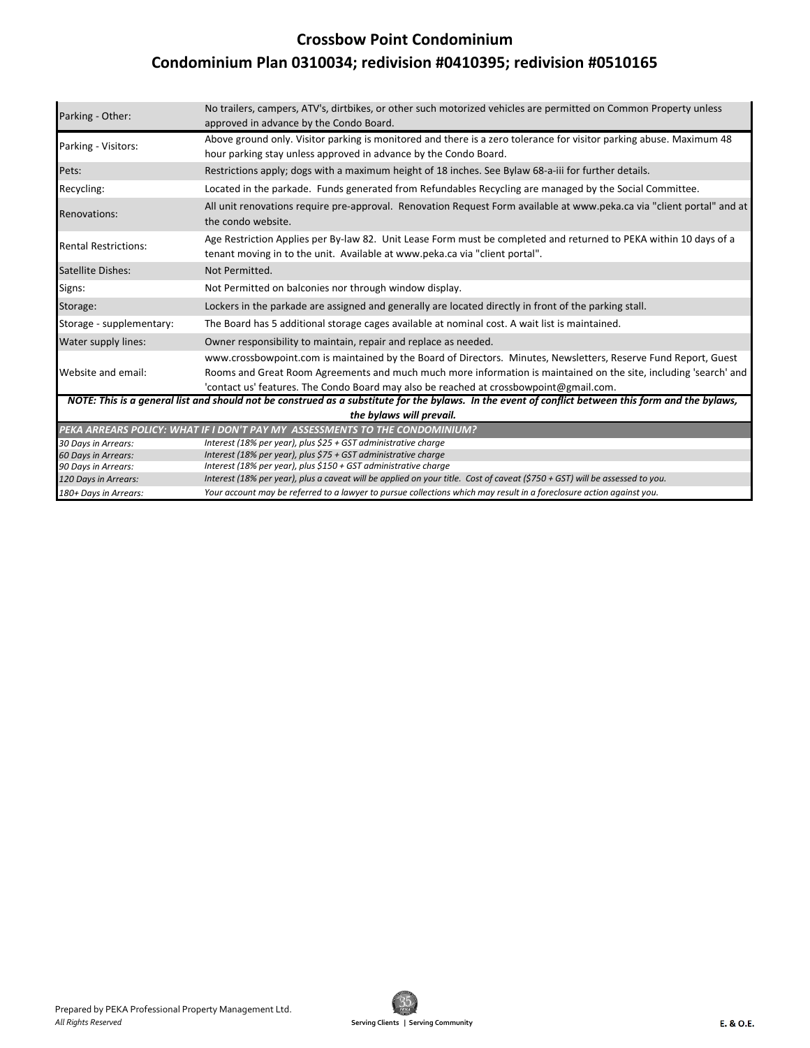# Crossbow Point Condominium

## Condominium Plan 0310034; redivision #0410395; redivision #0510165

| | |
|---|---|
| Parking - Other: | No trailers, campers, ATV's, dirtbikes, or other such motorized vehicles are permitted on Common Property unless approved in advance by the Condo Board. |
| Parking - Visitors: | Above ground only. Visitor parking is monitored and there is a zero tolerance for visitor parking abuse. Maximum 48 hour parking stay unless approved in advance by the Condo Board. |
| Pets: | Restrictions apply; dogs with a maximum height of 18 inches. See Bylaw 68-a-iii for further details. |
| Recycling: | Located in the parkade. Funds generated from Refundables Recycling are managed by the Social Committee. |
| Renovations: | All unit renovations require pre-approval. Renovation Request Form available at www.peka.ca via "client portal" and at the condo website. |
| Rental Restrictions: | Age Restriction Applies per By-law 82. Unit Lease Form must be completed and returned to PEKA within 10 days of a tenant moving in to the unit. Available at www.peka.ca via "client portal". |
| Satellite Dishes: | Not Permitted. |
| Signs: | Not Permitted on balconies nor through window display. |
| Storage: | Lockers in the parkade are assigned and generally are located directly in front of the parking stall. |
| Storage - supplementary: | The Board has 5 additional storage cages available at nominal cost. A wait list is maintained. |
| Water supply lines: | Owner responsibility to maintain, repair and replace as needed. |
| Website and email: | www.crossbowpoint.com is maintained by the Board of Directors. Minutes, Newsletters, Reserve Fund Report, Guest Rooms and Great Room Agreements and much much more information is maintained on the site, including 'search' and 'contact us' features. The Condo Board may also be reached at crossbowpoint@gmail.com. |

***NOTE: This is a general list and should not be construed as a substitute for the bylaws. In the event of conflict between this form and the bylaws, the bylaws will prevail.***

| *PEKA ARREARS POLICY: WHAT IF I DON'T PAY MY ASSESSMENTS TO THE CONDOMINIUM?* | |
|---|---|
| *30 Days in Arrears:* | *Interest (18% per year), plus $25 + GST administrative charge* |
| *60 Days in Arrears:* | *Interest (18% per year), plus $75 + GST administrative charge* |
| *90 Days in Arrears:* | *Interest (18% per year), plus $150 + GST administrative charge* |
| *120 Days in Arrears:* | *Interest (18% per year), plus a caveat will be applied on your title. Cost of caveat ($750 + GST) will be assessed to you.* |
| *180+ Days in Arrears:* | *Your account may be referred to a lawyer to pursue collections which may result in a foreclosure action against you.* |

Prepared by PEKA Professional Property Management Ltd.
*All Rights Reserved*

Serving Clients | Serving Community

E. & O.E.